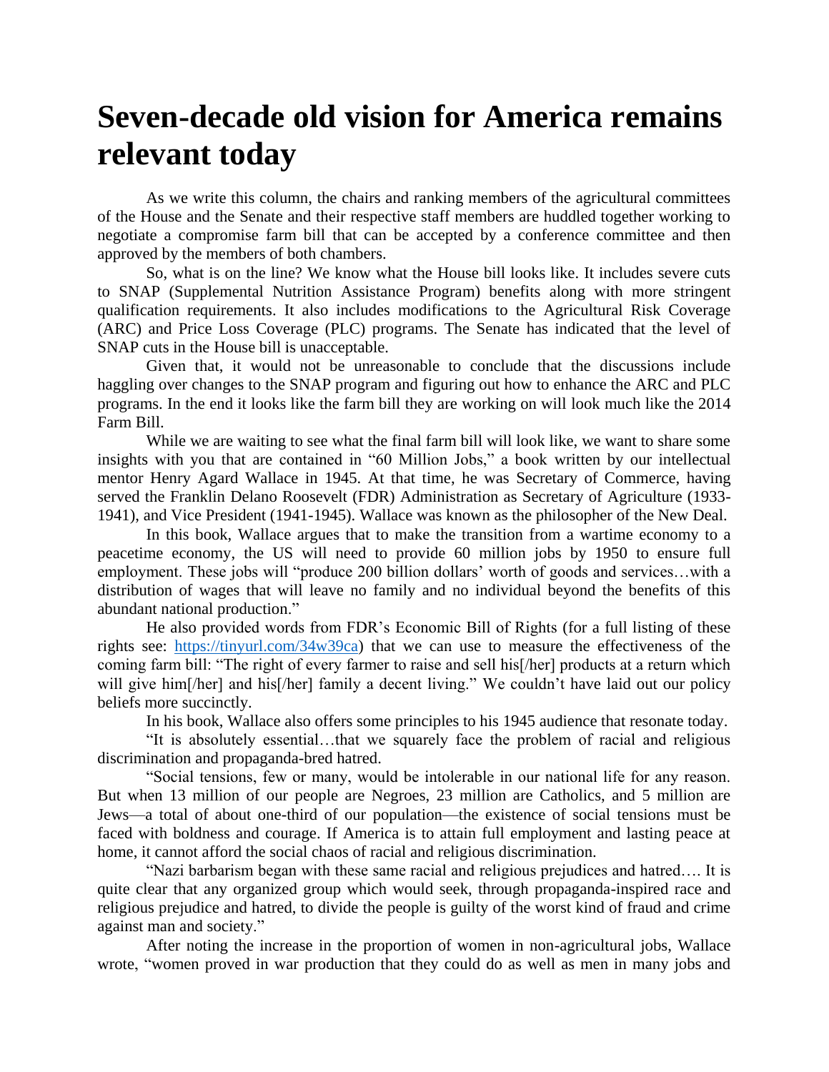# Seven-decade old vision for America remains relevant today

As we write this column, the chairs and ranking members of the agricultural committees of the House and the Senate and their respective staff members are huddled together working to negotiate a compromise farm bill that can be accepted by a conference committee and then approved by the members of both chambers.

So, what is on the line? We know what the House bill looks like. It includes severe cuts to SNAP (Supplemental Nutrition Assistance Program) benefits along with more stringent qualification requirements. It also includes modifications to the Agricultural Risk Coverage (ARC) and Price Loss Coverage (PLC) programs. The Senate has indicated that the level of SNAP cuts in the House bill is unacceptable.

Given that, it would not be unreasonable to conclude that the discussions include haggling over changes to the SNAP program and figuring out how to enhance the ARC and PLC programs. In the end it looks like the farm bill they are working on will look much like the 2014 Farm Bill.

While we are waiting to see what the final farm bill will look like, we want to share some insights with you that are contained in "60 Million Jobs," a book written by our intellectual mentor Henry Agard Wallace in 1945. At that time, he was Secretary of Commerce, having served the Franklin Delano Roosevelt (FDR) Administration as Secretary of Agriculture (1933-1941), and Vice President (1941-1945). Wallace was known as the philosopher of the New Deal.

In this book, Wallace argues that to make the transition from a wartime economy to a peacetime economy, the US will need to provide 60 million jobs by 1950 to ensure full employment. These jobs will "produce 200 billion dollars' worth of goods and services…with a distribution of wages that will leave no family and no individual beyond the benefits of this abundant national production."

He also provided words from FDR's Economic Bill of Rights (for a full listing of these rights see: [https://tinyurl.com/34w39ca](https://tinyurl.com/34w39ca)) that we can use to measure the effectiveness of the coming farm bill: "The right of every farmer to raise and sell his[/her] products at a return which will give him[/her] and his[/her] family a decent living." We couldn't have laid out our policy beliefs more succinctly.

In his book, Wallace also offers some principles to his 1945 audience that resonate today.

"It is absolutely essential…that we squarely face the problem of racial and religious discrimination and propaganda-bred hatred.

"Social tensions, few or many, would be intolerable in our national life for any reason. But when 13 million of our people are Negroes, 23 million are Catholics, and 5 million are Jews—a total of about one-third of our population—the existence of social tensions must be faced with boldness and courage. If America is to attain full employment and lasting peace at home, it cannot afford the social chaos of racial and religious discrimination.

"Nazi barbarism began with these same racial and religious prejudices and hatred…. It is quite clear that any organized group which would seek, through propaganda-inspired race and religious prejudice and hatred, to divide the people is guilty of the worst kind of fraud and crime against man and society."

After noting the increase in the proportion of women in non-agricultural jobs, Wallace wrote, "women proved in war production that they could do as well as men in many jobs and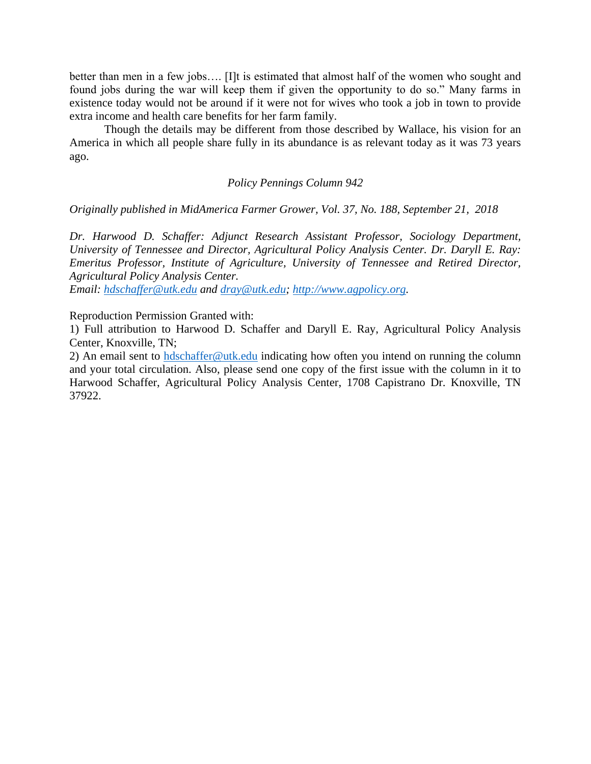better than men in a few jobs…. [I]t is estimated that almost half of the women who sought and found jobs during the war will keep them if given the opportunity to do so." Many farms in existence today would not be around if it were not for wives who took a job in town to provide extra income and health care benefits for her farm family.

Though the details may be different from those described by Wallace, his vision for an America in which all people share fully in its abundance is as relevant today as it was 73 years ago.

*Policy Pennings Column 942*

*Originally published in MidAmerica Farmer Grower, Vol. 37, No. 188, September 21, 2018*

*Dr. Harwood D. Schaffer: Adjunct Research Assistant Professor, Sociology Department, University of Tennessee and Director, Agricultural Policy Analysis Center. Dr. Daryll E. Ray: Emeritus Professor, Institute of Agriculture, University of Tennessee and Retired Director, Agricultural Policy Analysis Center.*
*Email: hdschaffer@utk.edu and dray@utk.edu; http://www.agpolicy.org.*

Reproduction Permission Granted with:
1) Full attribution to Harwood D. Schaffer and Daryll E. Ray, Agricultural Policy Analysis Center, Knoxville, TN;
2) An email sent to hdschaffer@utk.edu indicating how often you intend on running the column and your total circulation. Also, please send one copy of the first issue with the column in it to Harwood Schaffer, Agricultural Policy Analysis Center, 1708 Capistrano Dr. Knoxville, TN 37922.